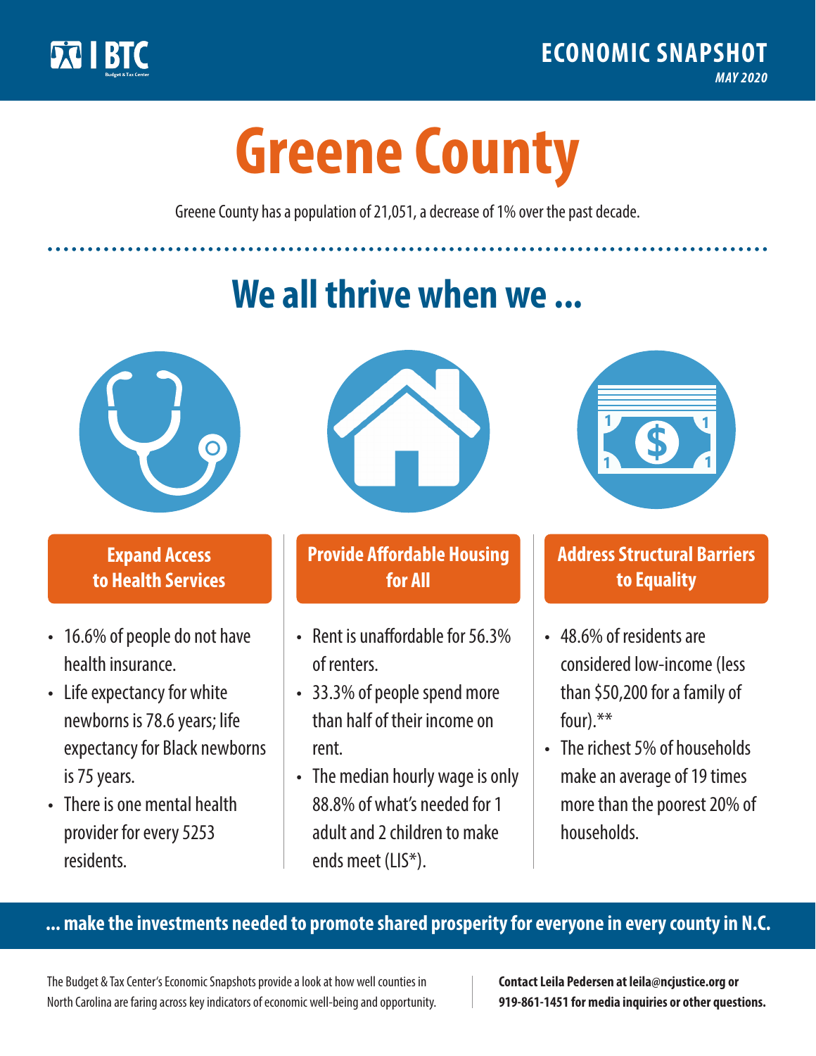BTC Budget & Tax Center

**ECONOMIC SNAPSHOT**
*MAY 2020*

# Greene County

Greene County has a population of 21,051, a decrease of 1% over the past decade.

## We all thrive when we ...

### Expand Access to Health Services

- 16.6% of people do not have health insurance.
- Life expectancy for white newborns is 78.6 years; life expectancy for Black newborns is 75 years.
- There is one mental health provider for every 5253 residents.

### Provide Affordable Housing for All

- Rent is unaffordable for 56.3% of renters.
- 33.3% of people spend more than half of their income on rent.
- The median hourly wage is only 88.8% of what's needed for 1 adult and 2 children to make ends meet (LIS*).

### Address Structural Barriers to Equality

- 48.6% of residents are considered low-income (less than $50,200 for a family of four).**
- The richest 5% of households make an average of 19 times more than the poorest 20% of households.

**... make the investments needed to promote shared prosperity for everyone in every county in N.C.**

The Budget & Tax Center's Economic Snapshots provide a look at how well counties in North Carolina are faring across key indicators of economic well-being and opportunity.

**Contact Leila Pedersen at leila@ncjustice.org or 919-861-1451 for media inquiries or other questions.**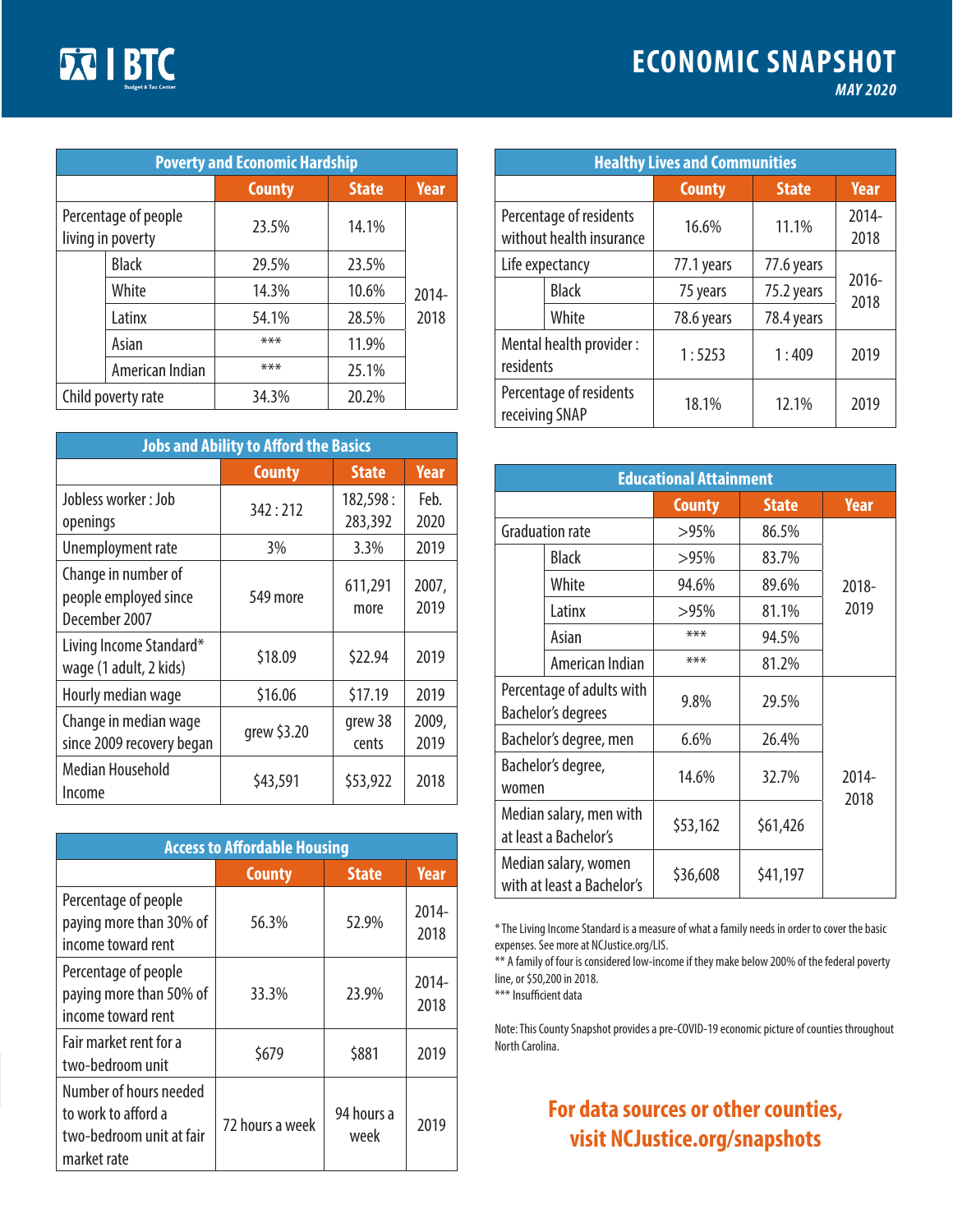BTC Budget & Tax Center

# ECONOMIC SNAPSHOT

*MAY 2020*

## Poverty and Economic Hardship

| | | County | State | Year |
|---|---|---|---|---|
| Percentage of people living in poverty | | 23.5% | 14.1% | 2014-2018 |
| | Black | 29.5% | 23.5% | |
| | White | 14.3% | 10.6% | |
| | Latinx | 54.1% | 28.5% | |
| | Asian | *** | 11.9% | |
| | American Indian | *** | 25.1% | |
| Child poverty rate | | 34.3% | 20.2% | |

## Jobs and Ability to Afford the Basics

| | County | State | Year |
|---|---|---|---|
| Jobless worker : Job openings | 342 : 212 | 182,598 : 283,392 | Feb. 2020 |
| Unemployment rate | 3% | 3.3% | 2019 |
| Change in number of people employed since December 2007 | 549 more | 611,291 more | 2007, 2019 |
| Living Income Standard* wage (1 adult, 2 kids) | $18.09 | $22.94 | 2019 |
| Hourly median wage | $16.06 | $17.19 | 2019 |
| Change in median wage since 2009 recovery began | grew $3.20 | grew 38 cents | 2009, 2019 |
| Median Household Income | $43,591 | $53,922 | 2018 |

## Access to Affordable Housing

| | County | State | Year |
|---|---|---|---|
| Percentage of people paying more than 30% of income toward rent | 56.3% | 52.9% | 2014-2018 |
| Percentage of people paying more than 50% of income toward rent | 33.3% | 23.9% | 2014-2018 |
| Fair market rent for a two-bedroom unit | $679 | $881 | 2019 |
| Number of hours needed to work to afford a two-bedroom unit at fair market rate | 72 hours a week | 94 hours a week | 2019 |

## Healthy Lives and Communities

| | | County | State | Year |
|---|---|---|---|---|
| Percentage of residents without health insurance | | 16.6% | 11.1% | 2014-2018 |
| Life expectancy | | 77.1 years | 77.6 years | 2016-2018 |
| | Black | 75 years | 75.2 years | |
| | White | 78.6 years | 78.4 years | |
| Mental health provider : residents | | 1 : 5253 | 1 : 409 | 2019 |
| Percentage of residents receiving SNAP | | 18.1% | 12.1% | 2019 |

## Educational Attainment

| | | County | State | Year |
|---|---|---|---|---|
| Graduation rate | | >95% | 86.5% | 2018-2019 |
| | Black | >95% | 83.7% | |
| | White | 94.6% | 89.6% | |
| | Latinx | >95% | 81.1% | |
| | Asian | *** | 94.5% | |
| | American Indian | *** | 81.2% | |
| Percentage of adults with Bachelor's degrees | | 9.8% | 29.5% | 2014-2018 |
| Bachelor's degree, men | | 6.6% | 26.4% | |
| Bachelor's degree, women | | 14.6% | 32.7% | |
| Median salary, men with at least a Bachelor's | | $53,162 | $61,426 | |
| Median salary, women with at least a Bachelor's | | $36,608 | $41,197 | |

* The Living Income Standard is a measure of what a family needs in order to cover the basic expenses. See more at NCJustice.org/LIS.

** A family of four is considered low-income if they make below 200% of the federal poverty line, or $50,200 in 2018.

*** Insufficient data

Note: This County Snapshot provides a pre-COVID-19 economic picture of counties throughout North Carolina.

**For data sources or other counties, visit NCJustice.org/snapshots**